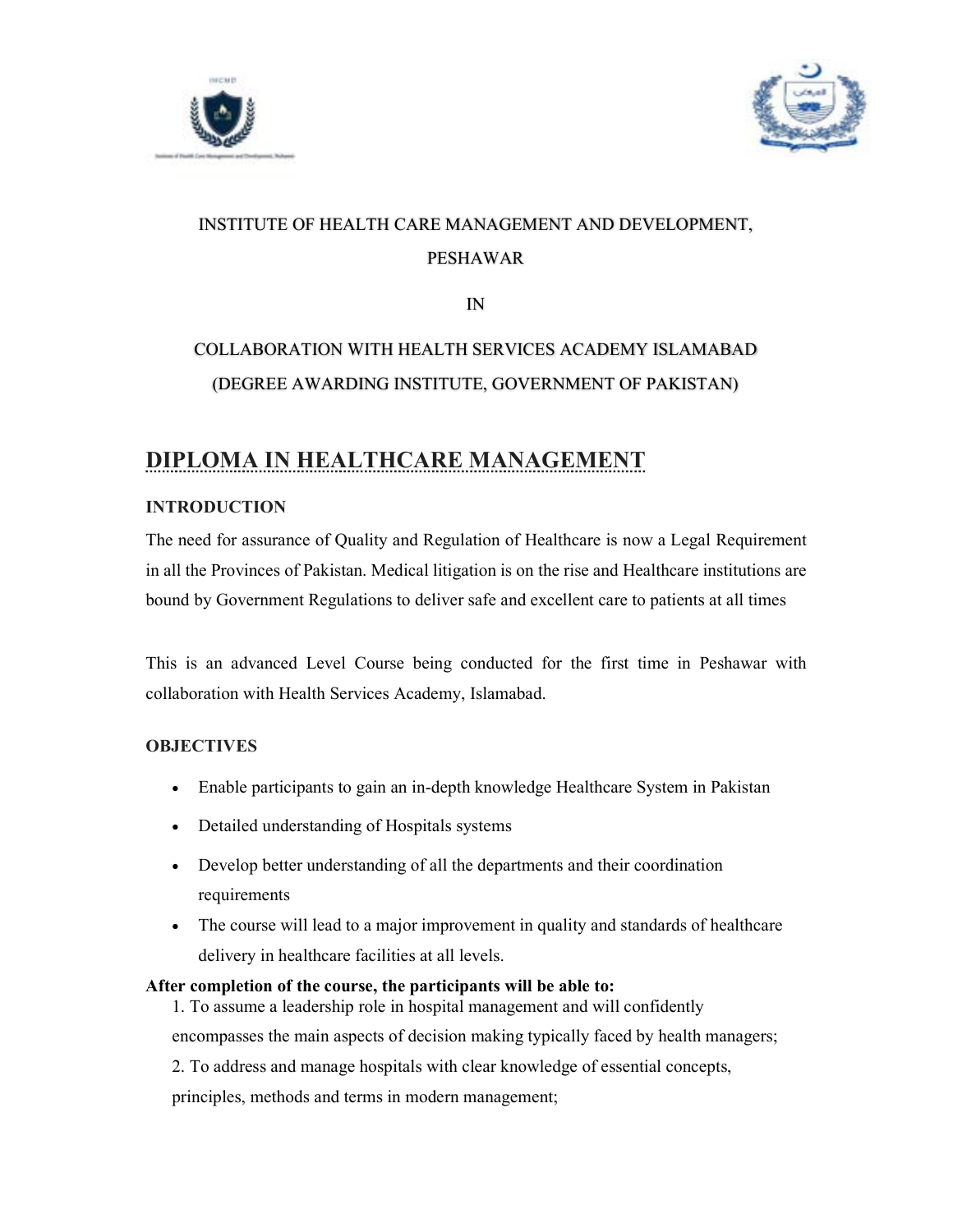INSTITUTE OF HEALTH CARE MANAGEMENT AND DEVELOPMENT, PESHAWAR

IN

COLLABORATION WITH HEALTH SERVICES ACADEMY ISLAMABAD

(DEGREE AWARDING INSTITUTE, GOVERNMENT OF PAKISTAN)

# DIPLOMA IN HEALTHCARE MANAGEMENT

### INTRODUCTION

The need for assurance of Quality and Regulation of Healthcare is now a Legal Requirement in all the Provinces of Pakistan. Medical litigation is on the rise and Healthcare institutions are bound by Government Regulations to deliver safe and excellent care to patients at all times

This is an advanced Level Course being conducted for the first time in Peshawar with collaboration with Health Services Academy, Islamabad.

### OBJECTIVES

- Enable participants to gain an in-depth knowledge Healthcare System in Pakistan
- Detailed understanding of Hospitals systems
- Develop better understanding of all the departments and their coordination requirements
- The course will lead to a major improvement in quality and standards of healthcare delivery in healthcare facilities at all levels.

**After completion of the course, the participants will be able to:**

1. To assume a leadership role in hospital management and will confidently encompasses the main aspects of decision making typically faced by health managers;
2. To address and manage hospitals with clear knowledge of essential concepts, principles, methods and terms in modern management;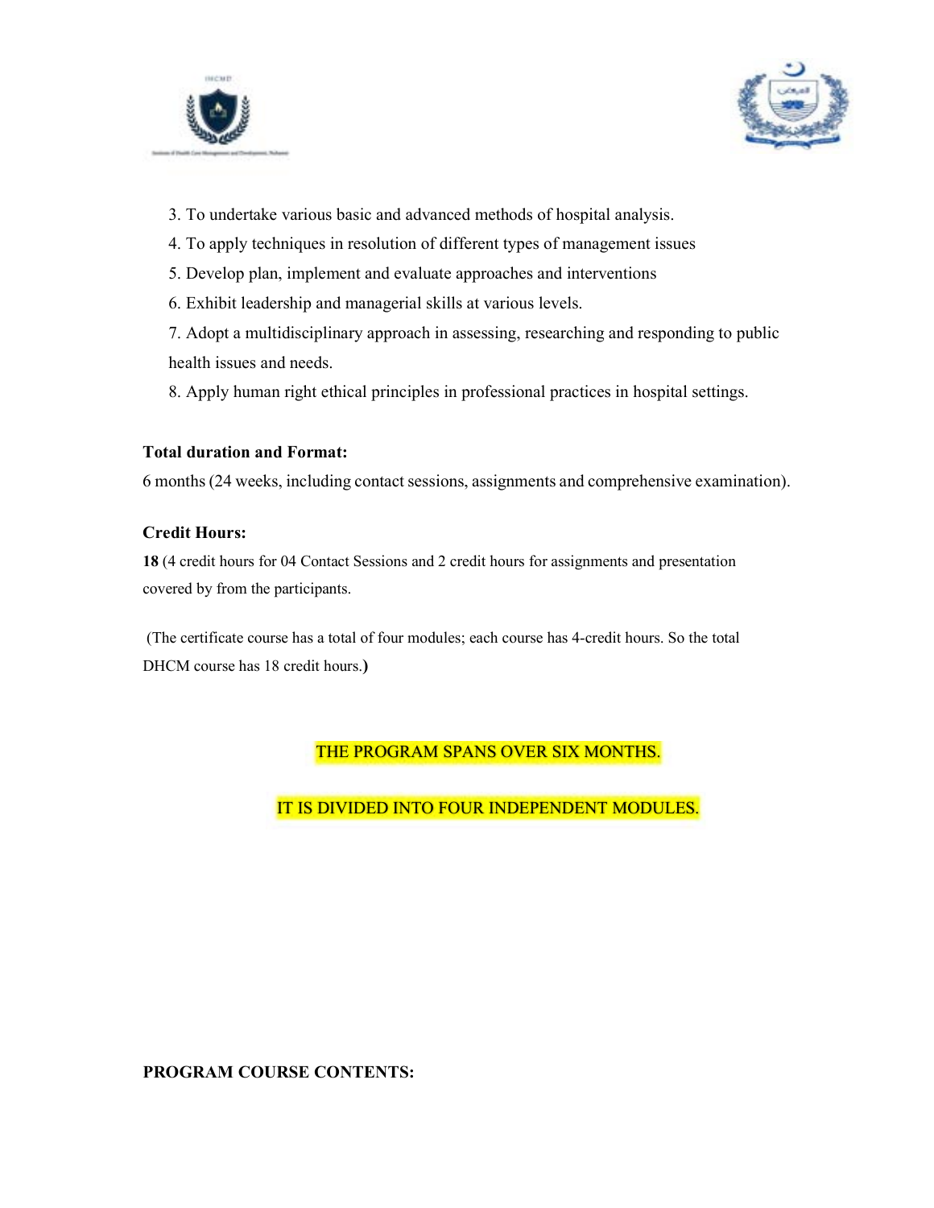3. To undertake various basic and advanced methods of hospital analysis.
4. To apply techniques in resolution of different types of management issues
5. Develop plan, implement and evaluate approaches and interventions
6. Exhibit leadership and managerial skills at various levels.
7. Adopt a multidisciplinary approach in assessing, researching and responding to public health issues and needs.
8. Apply human right ethical principles in professional practices in hospital settings.

**Total duration and Format:**

6 months (24 weeks, including contact sessions, assignments and comprehensive examination).

**Credit Hours:**

**18** (4 credit hours for 04 Contact Sessions and 2 credit hours for assignments and presentation covered by from the participants.

(The certificate course has a total of four modules; each course has 4-credit hours. So the total DHCM course has 18 credit hours.**)**

THE PROGRAM SPANS OVER SIX MONTHS.

IT IS DIVIDED INTO FOUR INDEPENDENT MODULES.

**PROGRAM COURSE CONTENTS:**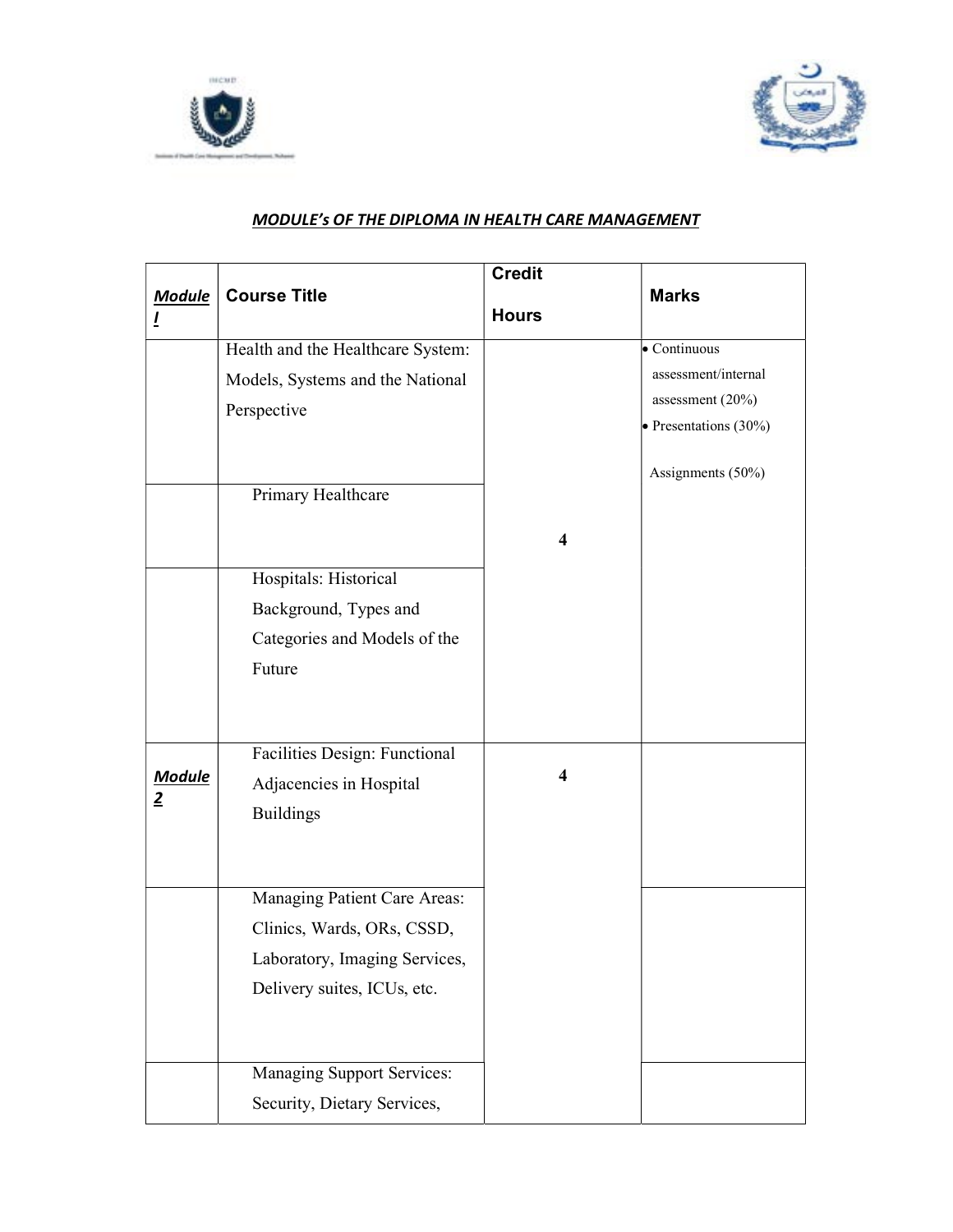***MODULE's OF THE DIPLOMA IN HEALTH CARE MANAGEMENT***

| ***Module I*** | **Course Title** | **Credit Hours** | **Marks** |
|---|---|---|---|
| | Health and the Healthcare System: Models, Systems and the National Perspective | 4 | • Continuous assessment/internal assessment (20%)<br>• Presentations (30%)<br>Assignments (50%) |
| | Primary Healthcare | | |
| | Hospitals: Historical Background, Types and Categories and Models of the Future | | |
| ***Module 2*** | Facilities Design: Functional Adjacencies in Hospital Buildings | 4 | |
| | Managing Patient Care Areas: Clinics, Wards, ORs, CSSD, Laboratory, Imaging Services, Delivery suites, ICUs, etc. | | |
| | Managing Support Services: Security, Dietary Services, | | |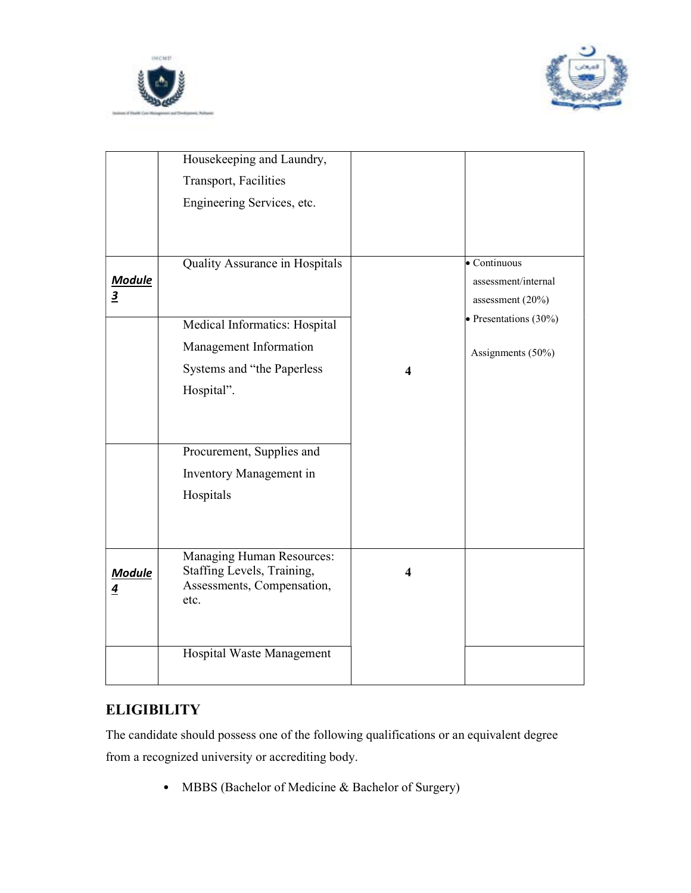| | | | |
|---|---|---|---|
| | Housekeeping and Laundry, Transport, Facilities Engineering Services, etc. | | |
| ***Module 3*** | Quality Assurance in Hospitals | 4 | • Continuous assessment/internal assessment (20%)<br>• Presentations (30%)<br>Assignments (50%) |
| | Medical Informatics: Hospital Management Information Systems and "the Paperless Hospital". | | |
| | Procurement, Supplies and Inventory Management in Hospitals | | |
| ***Module 4*** | Managing Human Resources: Staffing Levels, Training, Assessments, Compensation, etc. | 4 | |
| | Hospital Waste Management | | |

## ELIGIBILITY

The candidate should possess one of the following qualifications or an equivalent degree from a recognized university or accrediting body.

- MBBS (Bachelor of Medicine & Bachelor of Surgery)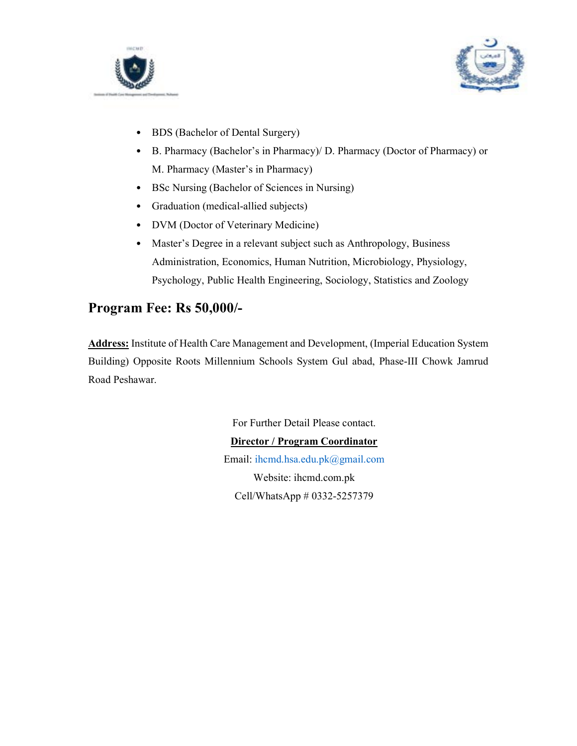- BDS (Bachelor of Dental Surgery)
- B. Pharmacy (Bachelor's in Pharmacy)/ D. Pharmacy (Doctor of Pharmacy) or M. Pharmacy (Master's in Pharmacy)
- BSc Nursing (Bachelor of Sciences in Nursing)
- Graduation (medical-allied subjects)
- DVM (Doctor of Veterinary Medicine)
- Master's Degree in a relevant subject such as Anthropology, Business Administration, Economics, Human Nutrition, Microbiology, Physiology, Psychology, Public Health Engineering, Sociology, Statistics and Zoology

## Program Fee: Rs 50,000/-

**Address:** Institute of Health Care Management and Development, (Imperial Education System Building) Opposite Roots Millennium Schools System Gul abad, Phase-III Chowk Jamrud Road Peshawar.

For Further Detail Please contact.

**Director / Program Coordinator**

Email: ihcmd.hsa.edu.pk@gmail.com

Website: ihcmd.com.pk

Cell/WhatsApp # 0332-5257379